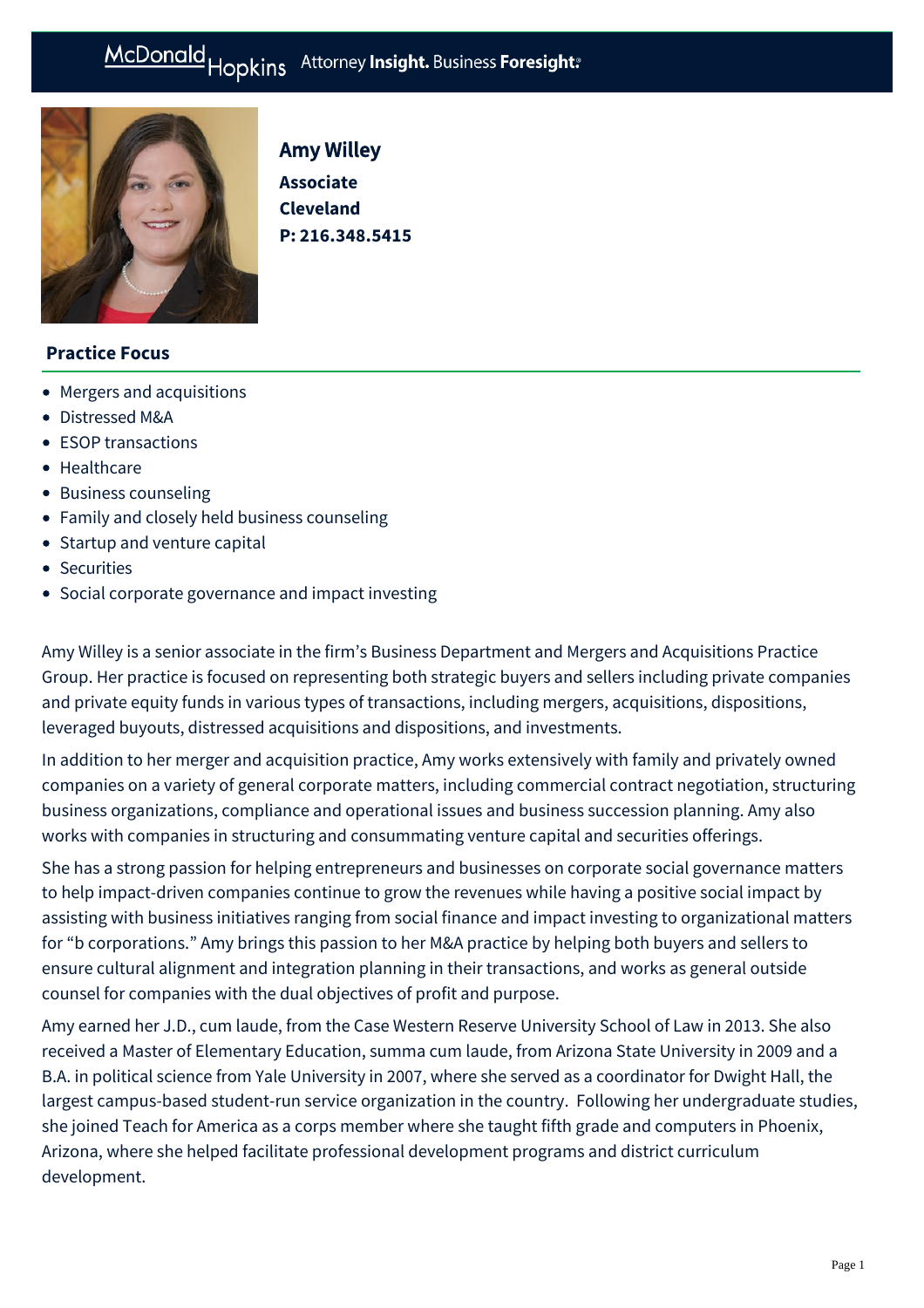# Amy Willey

**Associate**
**Cleveland**
**P: 216.348.5415**

## Practice Focus

- Mergers and acquisitions
- Distressed M&A
- ESOP transactions
- Healthcare
- Business counseling
- Family and closely held business counseling
- Startup and venture capital
- Securities
- Social corporate governance and impact investing

Amy Willey is a senior associate in the firm's Business Department and Mergers and Acquisitions Practice Group. Her practice is focused on representing both strategic buyers and sellers including private companies and private equity funds in various types of transactions, including mergers, acquisitions, dispositions, leveraged buyouts, distressed acquisitions and dispositions, and investments.

In addition to her merger and acquisition practice, Amy works extensively with family and privately owned companies on a variety of general corporate matters, including commercial contract negotiation, structuring business organizations, compliance and operational issues and business succession planning. Amy also works with companies in structuring and consummating venture capital and securities offerings.

She has a strong passion for helping entrepreneurs and businesses on corporate social governance matters to help impact-driven companies continue to grow the revenues while having a positive social impact by assisting with business initiatives ranging from social finance and impact investing to organizational matters for "b corporations." Amy brings this passion to her M&A practice by helping both buyers and sellers to ensure cultural alignment and integration planning in their transactions, and works as general outside counsel for companies with the dual objectives of profit and purpose.

Amy earned her J.D., cum laude, from the Case Western Reserve University School of Law in 2013. She also received a Master of Elementary Education, summa cum laude, from Arizona State University in 2009 and a B.A. in political science from Yale University in 2007, where she served as a coordinator for Dwight Hall, the largest campus-based student-run service organization in the country. Following her undergraduate studies, she joined Teach for America as a corps member where she taught fifth grade and computers in Phoenix, Arizona, where she helped facilitate professional development programs and district curriculum development.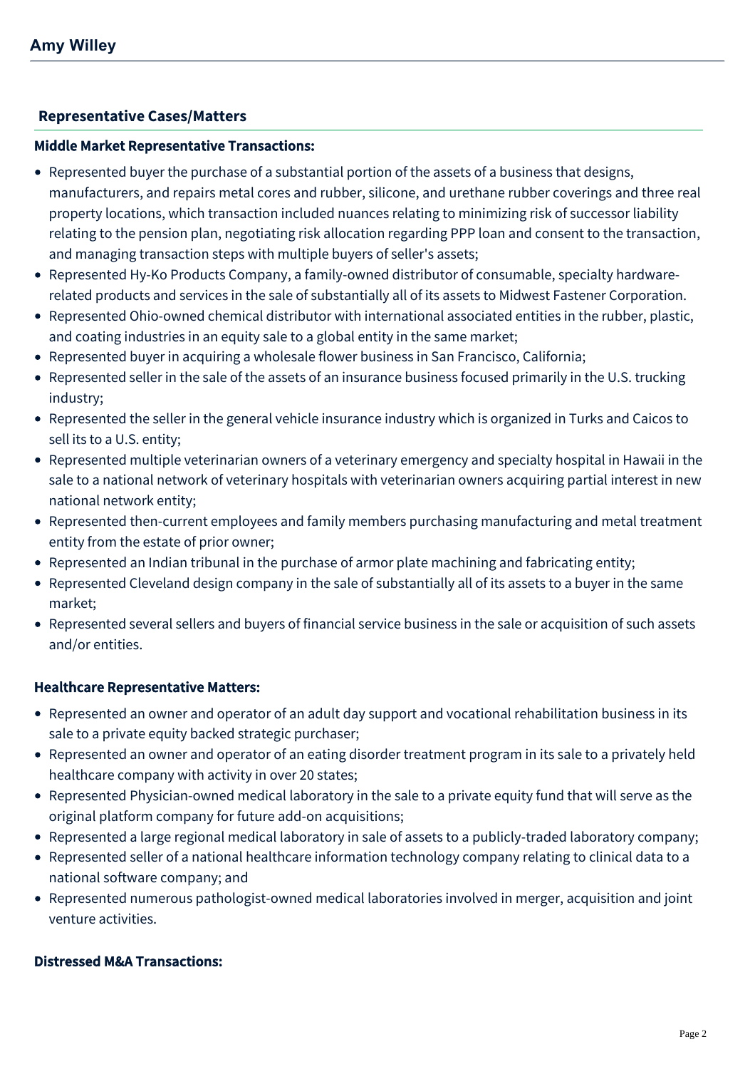## Representative Cases/Matters

### Middle Market Representative Transactions:

- Represented buyer the purchase of a substantial portion of the assets of a business that designs, manufacturers, and repairs metal cores and rubber, silicone, and urethane rubber coverings and three real property locations, which transaction included nuances relating to minimizing risk of successor liability relating to the pension plan, negotiating risk allocation regarding PPP loan and consent to the transaction, and managing transaction steps with multiple buyers of seller's assets;
- Represented Hy-Ko Products Company, a family-owned distributor of consumable, specialty hardware-related products and services in the sale of substantially all of its assets to Midwest Fastener Corporation.
- Represented Ohio-owned chemical distributor with international associated entities in the rubber, plastic, and coating industries in an equity sale to a global entity in the same market;
- Represented buyer in acquiring a wholesale flower business in San Francisco, California;
- Represented seller in the sale of the assets of an insurance business focused primarily in the U.S. trucking industry;
- Represented the seller in the general vehicle insurance industry which is organized in Turks and Caicos to sell its to a U.S. entity;
- Represented multiple veterinarian owners of a veterinary emergency and specialty hospital in Hawaii in the sale to a national network of veterinary hospitals with veterinarian owners acquiring partial interest in new national network entity;
- Represented then-current employees and family members purchasing manufacturing and metal treatment entity from the estate of prior owner;
- Represented an Indian tribunal in the purchase of armor plate machining and fabricating entity;
- Represented Cleveland design company in the sale of substantially all of its assets to a buyer in the same market;
- Represented several sellers and buyers of financial service business in the sale or acquisition of such assets and/or entities.

### Healthcare Representative Matters:

- Represented an owner and operator of an adult day support and vocational rehabilitation business in its sale to a private equity backed strategic purchaser;
- Represented an owner and operator of an eating disorder treatment program in its sale to a privately held healthcare company with activity in over 20 states;
- Represented Physician-owned medical laboratory in the sale to a private equity fund that will serve as the original platform company for future add-on acquisitions;
- Represented a large regional medical laboratory in sale of assets to a publicly-traded laboratory company;
- Represented seller of a national healthcare information technology company relating to clinical data to a national software company; and
- Represented numerous pathologist-owned medical laboratories involved in merger, acquisition and joint venture activities.

### Distressed M&A Transactions: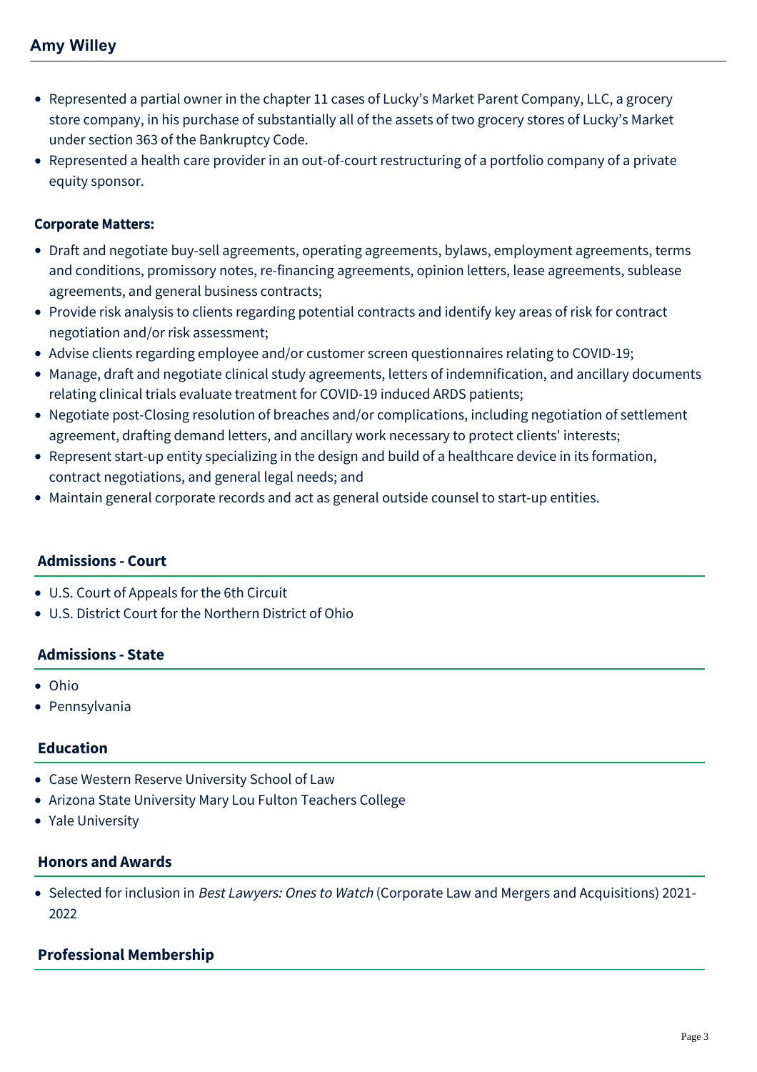- Represented a partial owner in the chapter 11 cases of Lucky's Market Parent Company, LLC, a grocery store company, in his purchase of substantially all of the assets of two grocery stores of Lucky's Market under section 363 of the Bankruptcy Code.
- Represented a health care provider in an out-of-court restructuring of a portfolio company of a private equity sponsor.

**Corporate Matters:**

- Draft and negotiate buy-sell agreements, operating agreements, bylaws, employment agreements, terms and conditions, promissory notes, re-financing agreements, opinion letters, lease agreements, sublease agreements, and general business contracts;
- Provide risk analysis to clients regarding potential contracts and identify key areas of risk for contract negotiation and/or risk assessment;
- Advise clients regarding employee and/or customer screen questionnaires relating to COVID-19;
- Manage, draft and negotiate clinical study agreements, letters of indemnification, and ancillary documents relating clinical trials evaluate treatment for COVID-19 induced ARDS patients;
- Negotiate post-Closing resolution of breaches and/or complications, including negotiation of settlement agreement, drafting demand letters, and ancillary work necessary to protect clients' interests;
- Represent start-up entity specializing in the design and build of a healthcare device in its formation, contract negotiations, and general legal needs; and
- Maintain general corporate records and act as general outside counsel to start-up entities.

## Admissions - Court

- U.S. Court of Appeals for the 6th Circuit
- U.S. District Court for the Northern District of Ohio

## Admissions - State

- Ohio
- Pennsylvania

## Education

- Case Western Reserve University School of Law
- Arizona State University Mary Lou Fulton Teachers College
- Yale University

## Honors and Awards

- Selected for inclusion in *Best Lawyers: Ones to Watch* (Corporate Law and Mergers and Acquisitions) 2021-2022

## Professional Membership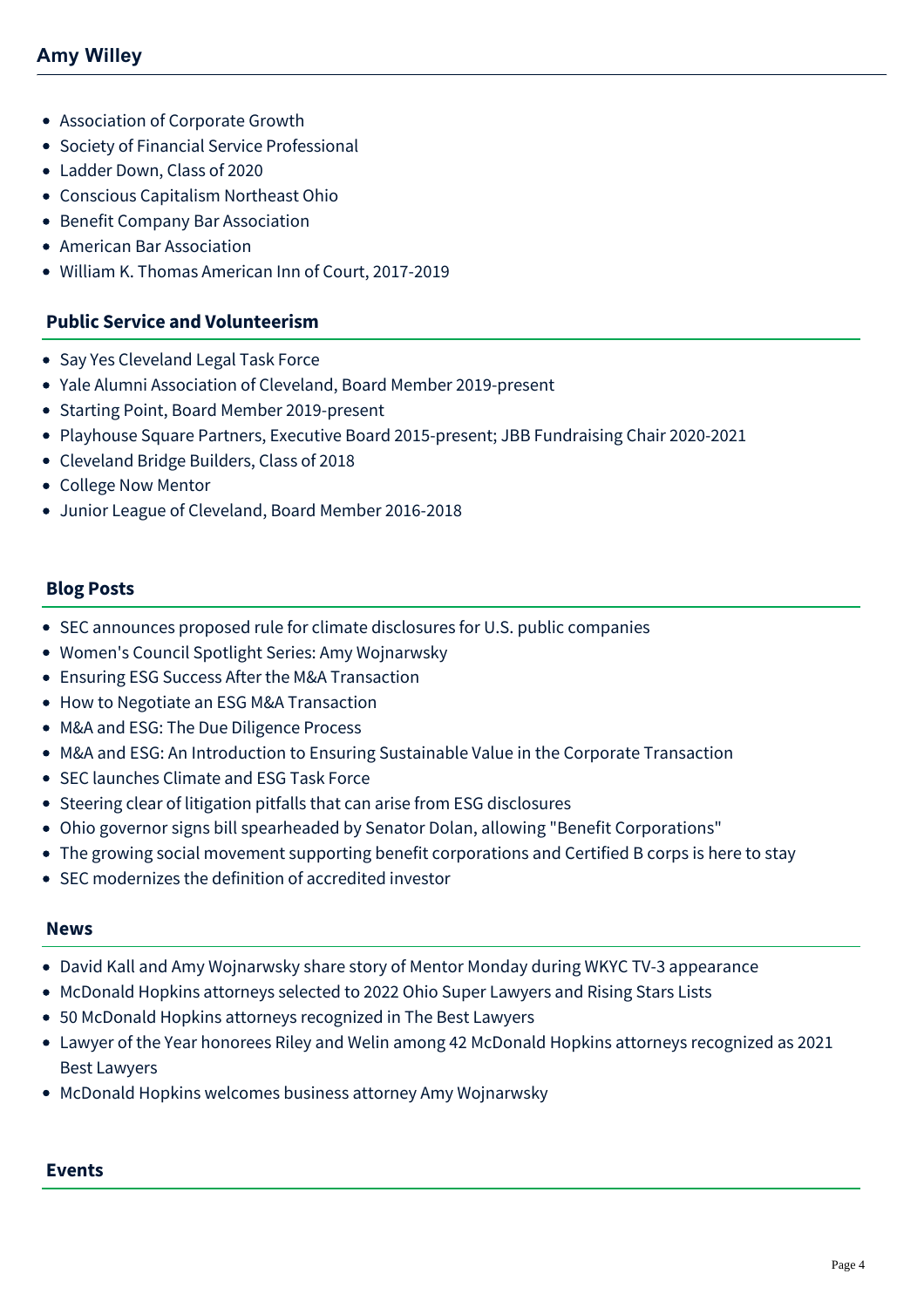- Association of Corporate Growth
- Society of Financial Service Professional
- Ladder Down, Class of 2020
- Conscious Capitalism Northeast Ohio
- Benefit Company Bar Association
- American Bar Association
- William K. Thomas American Inn of Court, 2017-2019

## Public Service and Volunteerism

- Say Yes Cleveland Legal Task Force
- Yale Alumni Association of Cleveland, Board Member 2019-present
- Starting Point, Board Member 2019-present
- Playhouse Square Partners, Executive Board 2015-present; JBB Fundraising Chair 2020-2021
- Cleveland Bridge Builders, Class of 2018
- College Now Mentor
- Junior League of Cleveland, Board Member 2016-2018

## Blog Posts

- SEC announces proposed rule for climate disclosures for U.S. public companies
- Women's Council Spotlight Series: Amy Wojnarwsky
- Ensuring ESG Success After the M&A Transaction
- How to Negotiate an ESG M&A Transaction
- M&A and ESG: The Due Diligence Process
- M&A and ESG: An Introduction to Ensuring Sustainable Value in the Corporate Transaction
- SEC launches Climate and ESG Task Force
- Steering clear of litigation pitfalls that can arise from ESG disclosures
- Ohio governor signs bill spearheaded by Senator Dolan, allowing "Benefit Corporations"
- The growing social movement supporting benefit corporations and Certified B corps is here to stay
- SEC modernizes the definition of accredited investor

## News

- David Kall and Amy Wojnarwsky share story of Mentor Monday during WKYC TV-3 appearance
- McDonald Hopkins attorneys selected to 2022 Ohio Super Lawyers and Rising Stars Lists
- 50 McDonald Hopkins attorneys recognized in The Best Lawyers
- Lawyer of the Year honorees Riley and Welin among 42 McDonald Hopkins attorneys recognized as 2021 Best Lawyers
- McDonald Hopkins welcomes business attorney Amy Wojnarwsky

## Events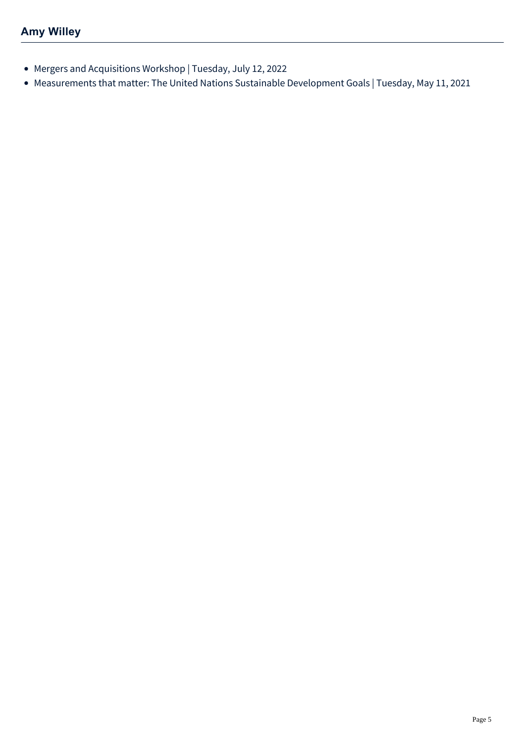- Mergers and Acquisitions Workshop | Tuesday, July 12, 2022
- Measurements that matter: The United Nations Sustainable Development Goals | Tuesday, May 11, 2021